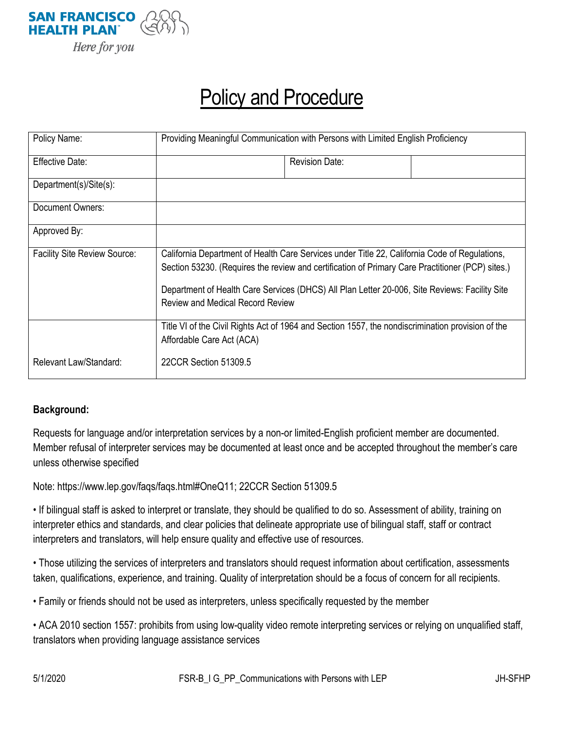SAN FRANCISCO HEALTH PLAN

*Here for you*

# Policy and Procedure

| Policy Name: | Providing Meaningful Communication with Persons with Limited English Proficiency | | |
|---|---|---|---|
| Effective Date: | | Revision Date: | |
| Department(s)/Site(s): | | | |
| Document Owners: | | | |
| Approved By: | | | |
| Facility Site Review Source: | California Department of Health Care Services under Title 22, California Code of Regulations, Section 53230. (Requires the review and certification of Primary Care Practitioner (PCP) sites.)<br><br>Department of Health Care Services (DHCS) All Plan Letter 20-006, Site Reviews: Facility Site Review and Medical Record Review | | |
| Relevant Law/Standard: | Title VI of the Civil Rights Act of 1964 and Section 1557, the nondiscrimination provision of the Affordable Care Act (ACA)<br><br>22CCR Section 51309.5 | | |

**Background:**

Requests for language and/or interpretation services by a non-or limited-English proficient member are documented. Member refusal of interpreter services may be documented at least once and be accepted throughout the member's care unless otherwise specified

Note: https://www.lep.gov/faqs/faqs.html#OneQ11; 22CCR Section 51309.5

- If bilingual staff is asked to interpret or translate, they should be qualified to do so. Assessment of ability, training on interpreter ethics and standards, and clear policies that delineate appropriate use of bilingual staff, staff or contract interpreters and translators, will help ensure quality and effective use of resources.

- Those utilizing the services of interpreters and translators should request information about certification, assessments taken, qualifications, experience, and training. Quality of interpretation should be a focus of concern for all recipients.

- Family or friends should not be used as interpreters, unless specifically requested by the member

- ACA 2010 section 1557: prohibits from using low-quality video remote interpreting services or relying on unqualified staff, translators when providing language assistance services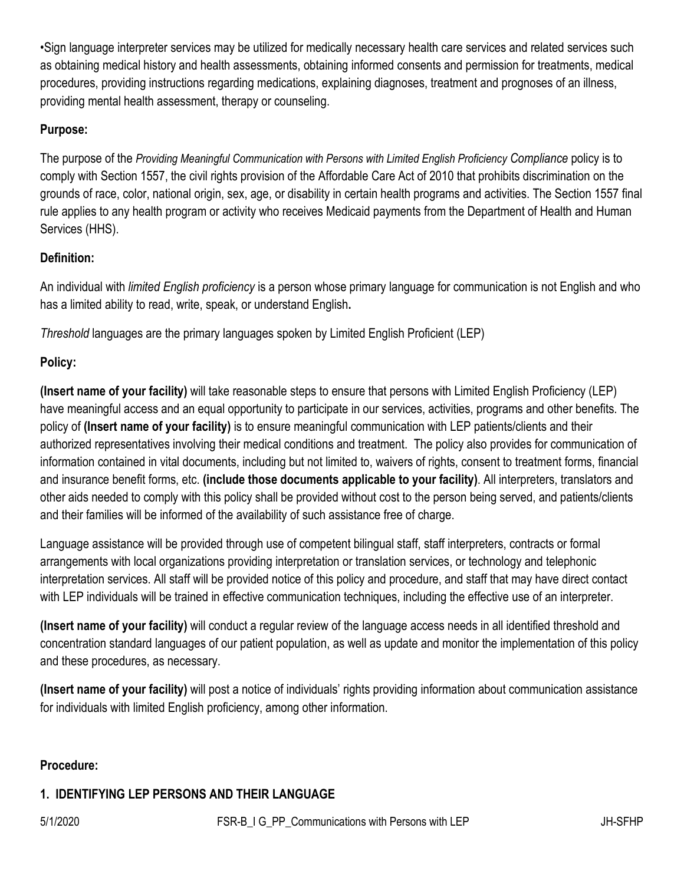•Sign language interpreter services may be utilized for medically necessary health care services and related services such as obtaining medical history and health assessments, obtaining informed consents and permission for treatments, medical procedures, providing instructions regarding medications, explaining diagnoses, treatment and prognoses of an illness, providing mental health assessment, therapy or counseling.

**Purpose:**

The purpose of the *Providing Meaningful Communication with Persons with Limited English Proficiency Compliance* policy is to comply with Section 1557, the civil rights provision of the Affordable Care Act of 2010 that prohibits discrimination on the grounds of race, color, national origin, sex, age, or disability in certain health programs and activities. The Section 1557 final rule applies to any health program or activity who receives Medicaid payments from the Department of Health and Human Services (HHS).

**Definition:**

An individual with *limited English proficiency* is a person whose primary language for communication is not English and who has a limited ability to read, write, speak, or understand English**.**

*Threshold* languages are the primary languages spoken by Limited English Proficient (LEP)

**Policy:**

**(Insert name of your facility)** will take reasonable steps to ensure that persons with Limited English Proficiency (LEP) have meaningful access and an equal opportunity to participate in our services, activities, programs and other benefits. The policy of **(Insert name of your facility)** is to ensure meaningful communication with LEP patients/clients and their authorized representatives involving their medical conditions and treatment. The policy also provides for communication of information contained in vital documents, including but not limited to, waivers of rights, consent to treatment forms, financial and insurance benefit forms, etc. **(include those documents applicable to your facility)**. All interpreters, translators and other aids needed to comply with this policy shall be provided without cost to the person being served, and patients/clients and their families will be informed of the availability of such assistance free of charge.

Language assistance will be provided through use of competent bilingual staff, staff interpreters, contracts or formal arrangements with local organizations providing interpretation or translation services, or technology and telephonic interpretation services. All staff will be provided notice of this policy and procedure, and staff that may have direct contact with LEP individuals will be trained in effective communication techniques, including the effective use of an interpreter.

**(Insert name of your facility)** will conduct a regular review of the language access needs in all identified threshold and concentration standard languages of our patient population, as well as update and monitor the implementation of this policy and these procedures, as necessary.

**(Insert name of your facility)** will post a notice of individuals' rights providing information about communication assistance for individuals with limited English proficiency, among other information.

**Procedure:**

**1. IDENTIFYING LEP PERSONS AND THEIR LANGUAGE**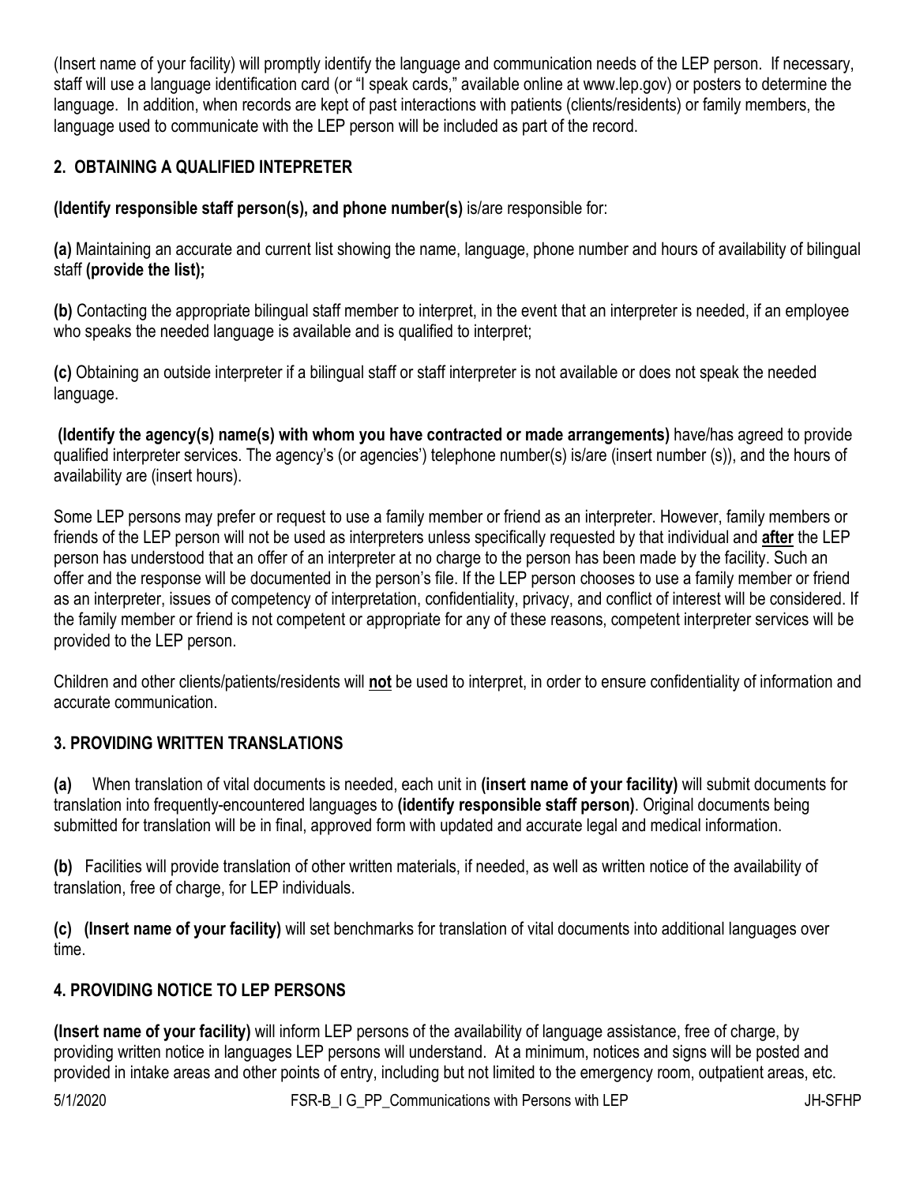(Insert name of your facility) will promptly identify the language and communication needs of the LEP person. If necessary, staff will use a language identification card (or "I speak cards," available online at www.lep.gov) or posters to determine the language. In addition, when records are kept of past interactions with patients (clients/residents) or family members, the language used to communicate with the LEP person will be included as part of the record.

## 2. OBTAINING A QUALIFIED INTEPRETER

**(Identify responsible staff person(s), and phone number(s)** is/are responsible for:

**(a)** Maintaining an accurate and current list showing the name, language, phone number and hours of availability of bilingual staff **(provide the list);**

**(b)** Contacting the appropriate bilingual staff member to interpret, in the event that an interpreter is needed, if an employee who speaks the needed language is available and is qualified to interpret;

**(c)** Obtaining an outside interpreter if a bilingual staff or staff interpreter is not available or does not speak the needed language.

**(Identify the agency(s) name(s) with whom you have contracted or made arrangements)** have/has agreed to provide qualified interpreter services. The agency's (or agencies') telephone number(s) is/are (insert number (s)), and the hours of availability are (insert hours).

Some LEP persons may prefer or request to use a family member or friend as an interpreter. However, family members or friends of the LEP person will not be used as interpreters unless specifically requested by that individual and **after** the LEP person has understood that an offer of an interpreter at no charge to the person has been made by the facility. Such an offer and the response will be documented in the person's file. If the LEP person chooses to use a family member or friend as an interpreter, issues of competency of interpretation, confidentiality, privacy, and conflict of interest will be considered. If the family member or friend is not competent or appropriate for any of these reasons, competent interpreter services will be provided to the LEP person.

Children and other clients/patients/residents will **not** be used to interpret, in order to ensure confidentiality of information and accurate communication.

## 3. PROVIDING WRITTEN TRANSLATIONS

**(a)** When translation of vital documents is needed, each unit in **(insert name of your facility)** will submit documents for translation into frequently-encountered languages to **(identify responsible staff person)**. Original documents being submitted for translation will be in final, approved form with updated and accurate legal and medical information.

**(b)** Facilities will provide translation of other written materials, if needed, as well as written notice of the availability of translation, free of charge, for LEP individuals.

**(c)** **(Insert name of your facility)** will set benchmarks for translation of vital documents into additional languages over time.

## 4. PROVIDING NOTICE TO LEP PERSONS

**(Insert name of your facility)** will inform LEP persons of the availability of language assistance, free of charge, by providing written notice in languages LEP persons will understand. At a minimum, notices and signs will be posted and provided in intake areas and other points of entry, including but not limited to the emergency room, outpatient areas, etc.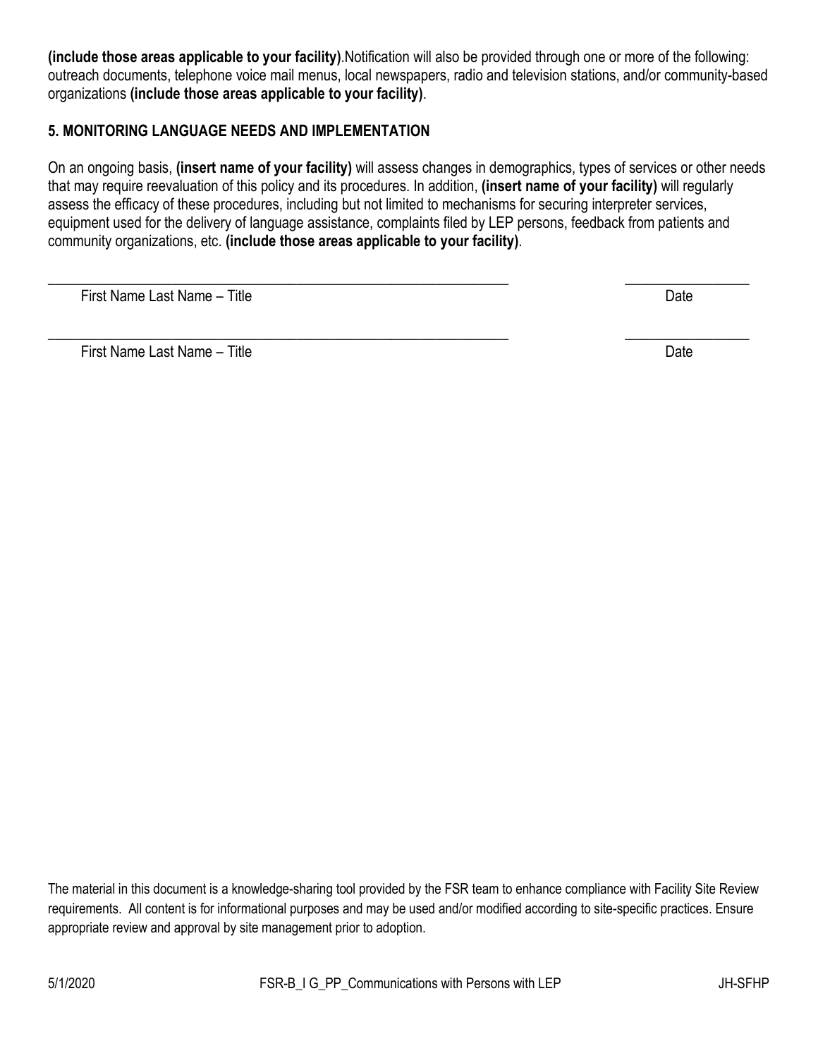**(include those areas applicable to your facility)**.Notification will also be provided through one or more of the following: outreach documents, telephone voice mail menus, local newspapers, radio and television stations, and/or community-based organizations **(include those areas applicable to your facility)**.

### 5. MONITORING LANGUAGE NEEDS AND IMPLEMENTATION

On an ongoing basis, **(insert name of your facility)** will assess changes in demographics, types of services or other needs that may require reevaluation of this policy and its procedures. In addition, **(insert name of your facility)** will regularly assess the efficacy of these procedures, including but not limited to mechanisms for securing interpreter services, equipment used for the delivery of language assistance, complaints filed by LEP persons, feedback from patients and community organizations, etc. **(include those areas applicable to your facility)**.

\_\_\_\_\_\_\_\_\_\_\_\_\_\_\_\_\_\_\_\_\_\_\_\_\_\_\_\_\_\_\_\_\_\_\_\_\_\_\_\_\_\_\_\_\_\_\_\_\_\_\_\_\_\_\_\_\_\_ \_\_\_\_\_\_\_\_\_\_\_\_\_\_\_\_

First Name Last Name – Title Date

\_\_\_\_\_\_\_\_\_\_\_\_\_\_\_\_\_\_\_\_\_\_\_\_\_\_\_\_\_\_\_\_\_\_\_\_\_\_\_\_\_\_\_\_\_\_\_\_\_\_\_\_\_\_\_\_\_\_ \_\_\_\_\_\_\_\_\_\_\_\_\_\_\_\_

First Name Last Name – Title Date

The material in this document is a knowledge-sharing tool provided by the FSR team to enhance compliance with Facility Site Review requirements. All content is for informational purposes and may be used and/or modified according to site-specific practices. Ensure appropriate review and approval by site management prior to adoption.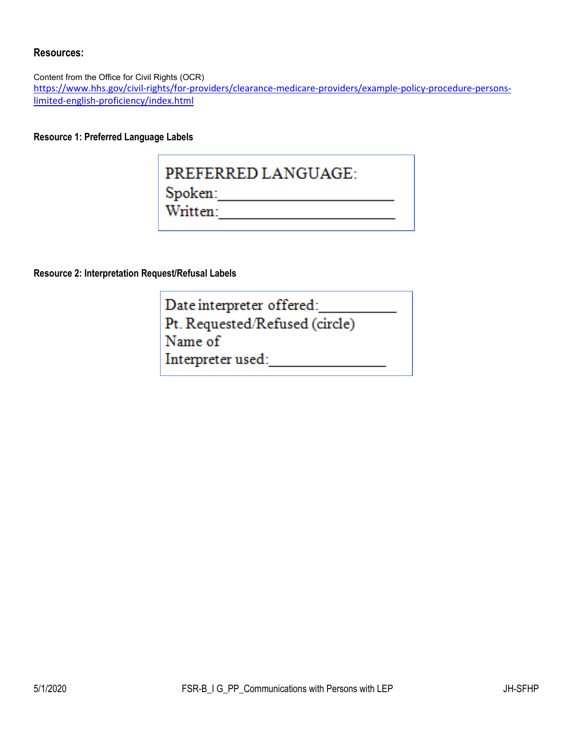**Resources:**

Content from the Office for Civil Rights (OCR)
https://www.hhs.gov/civil-rights/for-providers/clearance-medicare-providers/example-policy-procedure-persons-limited-english-proficiency/index.html

**Resource 1: Preferred Language Labels**

PREFERRED LANGUAGE:
Spoken:______________________
Written:______________________

**Resource 2: Interpretation Request/Refusal Labels**

Date interpreter offered:__________
Pt. Requested/Refused (circle)
Name of
Interpreter used:________________